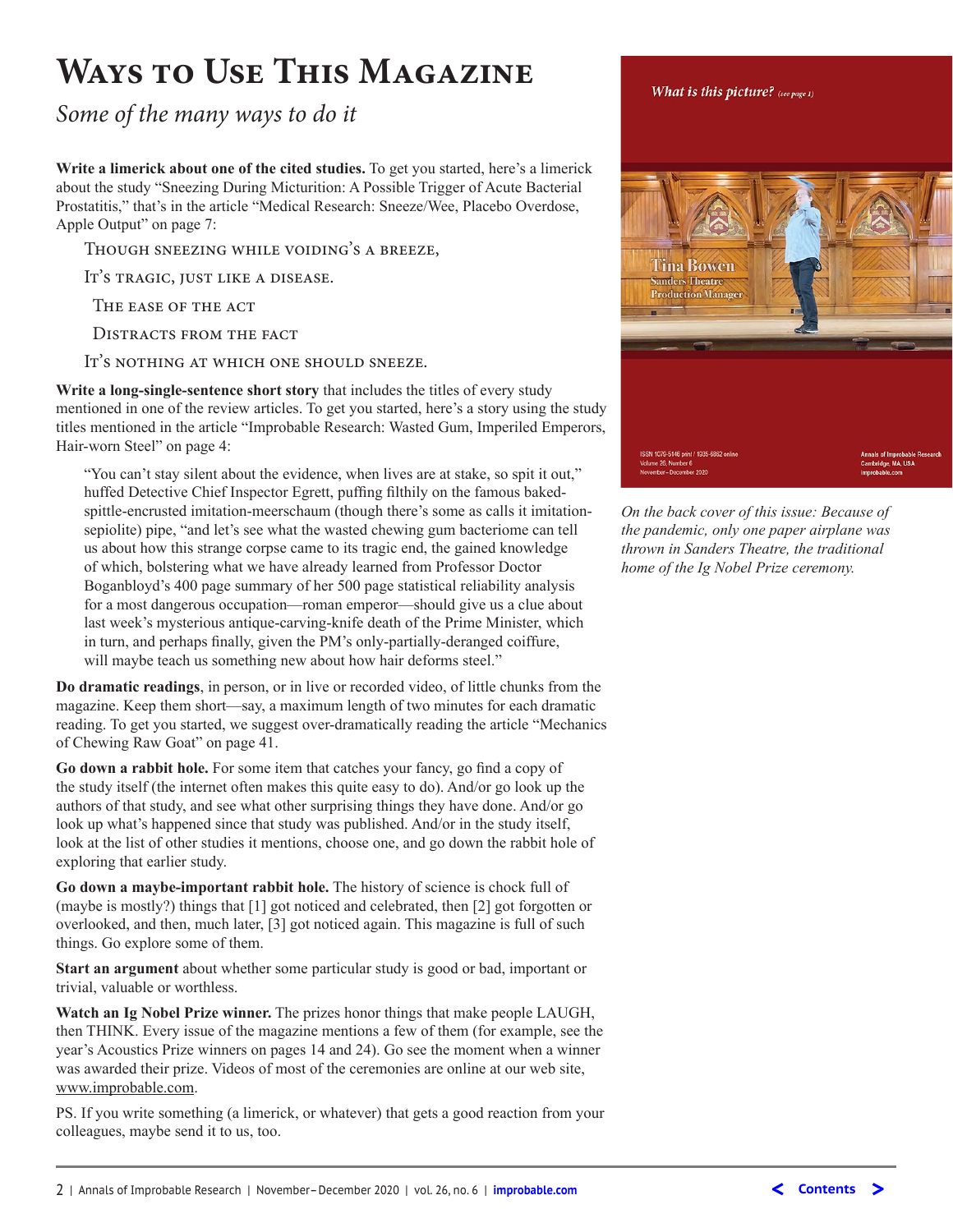# Ways to Use This Magazine

*Some of the many ways to do it*

**Write a limerick about one of the cited studies.** To get you started, here's a limerick about the study "Sneezing During Micturition: A Possible Trigger of Acute Bacterial Prostatitis," that's in the article "Medical Research: Sneeze/Wee, Placebo Overdose, Apple Output" on page 7:

> Though sneezing while voiding's a breeze,
>
> It's tragic, just like a disease.
>
> The ease of the act
>
> Distracts from the fact
>
> It's nothing at which one should sneeze.

**Write a long-single-sentence short story** that includes the titles of every study mentioned in one of the review articles. To get you started, here's a story using the study titles mentioned in the article "Improbable Research: Wasted Gum, Imperiled Emperors, Hair-worn Steel" on page 4:

> "You can't stay silent about the evidence, when lives are at stake, so spit it out," huffed Detective Chief Inspector Egrett, puffing filthily on the famous baked-spittle-encrusted imitation-meerschaum (though there's some as calls it imitation-sepiolite) pipe, "and let's see what the wasted chewing gum bacteriome can tell us about how this strange corpse came to its tragic end, the gained knowledge of which, bolstering what we have already learned from Professor Doctor Boganbloyd's 400 page summary of her 500 page statistical reliability analysis for a most dangerous occupation—roman emperor—should give us a clue about last week's mysterious antique-carving-knife death of the Prime Minister, which in turn, and perhaps finally, given the PM's only-partially-deranged coiffure, will maybe teach us something new about how hair deforms steel."

**Do dramatic readings**, in person, or in live or recorded video, of little chunks from the magazine. Keep them short—say, a maximum length of two minutes for each dramatic reading. To get you started, we suggest over-dramatically reading the article "Mechanics of Chewing Raw Goat" on page 41.

**Go down a rabbit hole.** For some item that catches your fancy, go find a copy of the study itself (the internet often makes this quite easy to do). And/or go look up the authors of that study, and see what other surprising things they have done. And/or go look up what's happened since that study was published. And/or in the study itself, look at the list of other studies it mentions, choose one, and go down the rabbit hole of exploring that earlier study.

**Go down a maybe-important rabbit hole.** The history of science is chock full of (maybe is mostly?) things that [1] got noticed and celebrated, then [2] got forgotten or overlooked, and then, much later, [3] got noticed again. This magazine is full of such things. Go explore some of them.

**Start an argument** about whether some particular study is good or bad, important or trivial, valuable or worthless.

**Watch an Ig Nobel Prize winner.** The prizes honor things that make people LAUGH, then THINK. Every issue of the magazine mentions a few of them (for example, see the year's Acoustics Prize winners on pages 14 and 24). Go see the moment when a winner was awarded their prize. Videos of most of the ceremonies are online at our web site, www.improbable.com.

PS. If you write something (a limerick, or whatever) that gets a good reaction from your colleagues, maybe send it to us, too.

*What is this picture?* (see page 1)

Tina Bowen
Sanders Theatre
Production Manager

ISSN 1079-5146 print / 1935-6862 online
Volume 26, Number 6
November–December 2020

Annals of Improbable Research
Cambridge, MA, USA
improbable.com

*On the back cover of this issue: Because of the pandemic, only one paper airplane was thrown in Sanders Theatre, the traditional home of the Ig Nobel Prize ceremony.*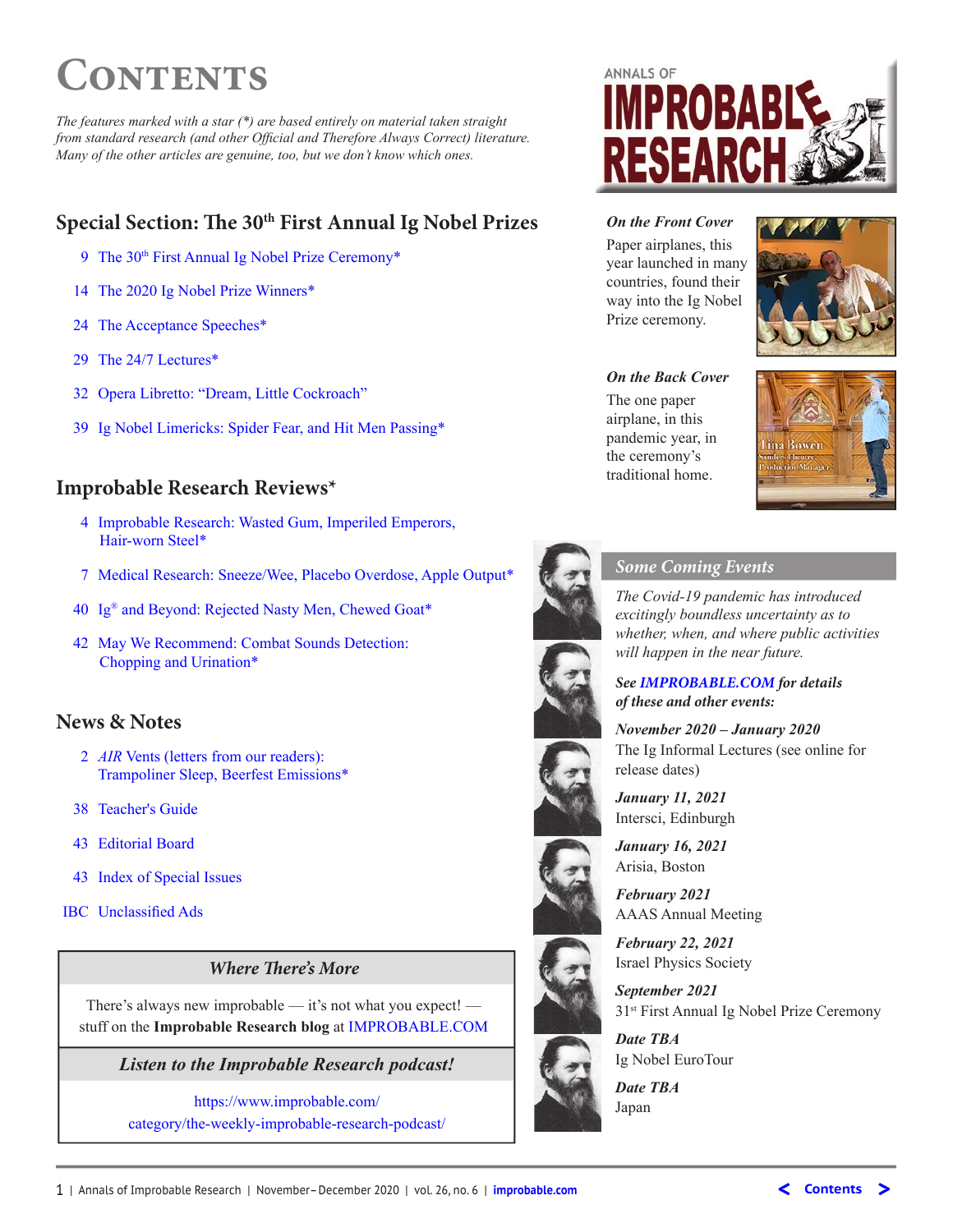# Contents

*The features marked with a star (*) are based entirely on material taken straight from standard research (and other Official and Therefore Always Correct) literature. Many of the other articles are genuine, too, but we don't know which ones.*

## Special Section: The 30th First Annual Ig Nobel Prizes

9 The 30th First Annual Ig Nobel Prize Ceremony*

14 The 2020 Ig Nobel Prize Winners*

24 The Acceptance Speeches*

29 The 24/7 Lectures*

32 Opera Libretto: "Dream, Little Cockroach"

39 Ig Nobel Limericks: Spider Fear, and Hit Men Passing*

## Improbable Research Reviews*

4 Improbable Research: Wasted Gum, Imperiled Emperors, Hair-worn Steel*

7 Medical Research: Sneeze/Wee, Placebo Overdose, Apple Output*

40 Ig® and Beyond: Rejected Nasty Men, Chewed Goat*

42 May We Recommend: Combat Sounds Detection: Chopping and Urination*

## News & Notes

2 *AIR* Vents (letters from our readers): Trampoliner Sleep, Beerfest Emissions*

38 Teacher's Guide

43 Editorial Board

43 Index of Special Issues

IBC Unclassified Ads

### *Where There's More*

There's always new improbable — it's not what you expect! — stuff on the **Improbable Research blog** at IMPROBABLE.COM

### *Listen to the Improbable Research podcast!*

https://www.improbable.com/category/the-weekly-improbable-research-podcast/

ANNALS OF IMPROBABLE RESEARCH

***On the Front Cover***

Paper airplanes, this year launched in many countries, found their way into the Ig Nobel Prize ceremony.

***On the Back Cover***

The one paper airplane, in this pandemic year, in the ceremony's traditional home.

Tina Bowen
Sanders Theatre
Production Manager

### *Some Coming Events*

*The Covid-19 pandemic has introduced excitingly boundless uncertainty as to whether, when, and where public activities will happen in the near future.*

***See IMPROBABLE.COM for details of these and other events:***

***November 2020 – January 2020***
The Ig Informal Lectures (see online for release dates)

***January 11, 2021***
Intersci, Edinburgh

***January 16, 2021***
Arisia, Boston

***February 2021***
AAAS Annual Meeting

***February 22, 2021***
Israel Physics Society

***September 2021***
31st First Annual Ig Nobel Prize Ceremony

***Date TBA***
Ig Nobel EuroTour

***Date TBA***
Japan